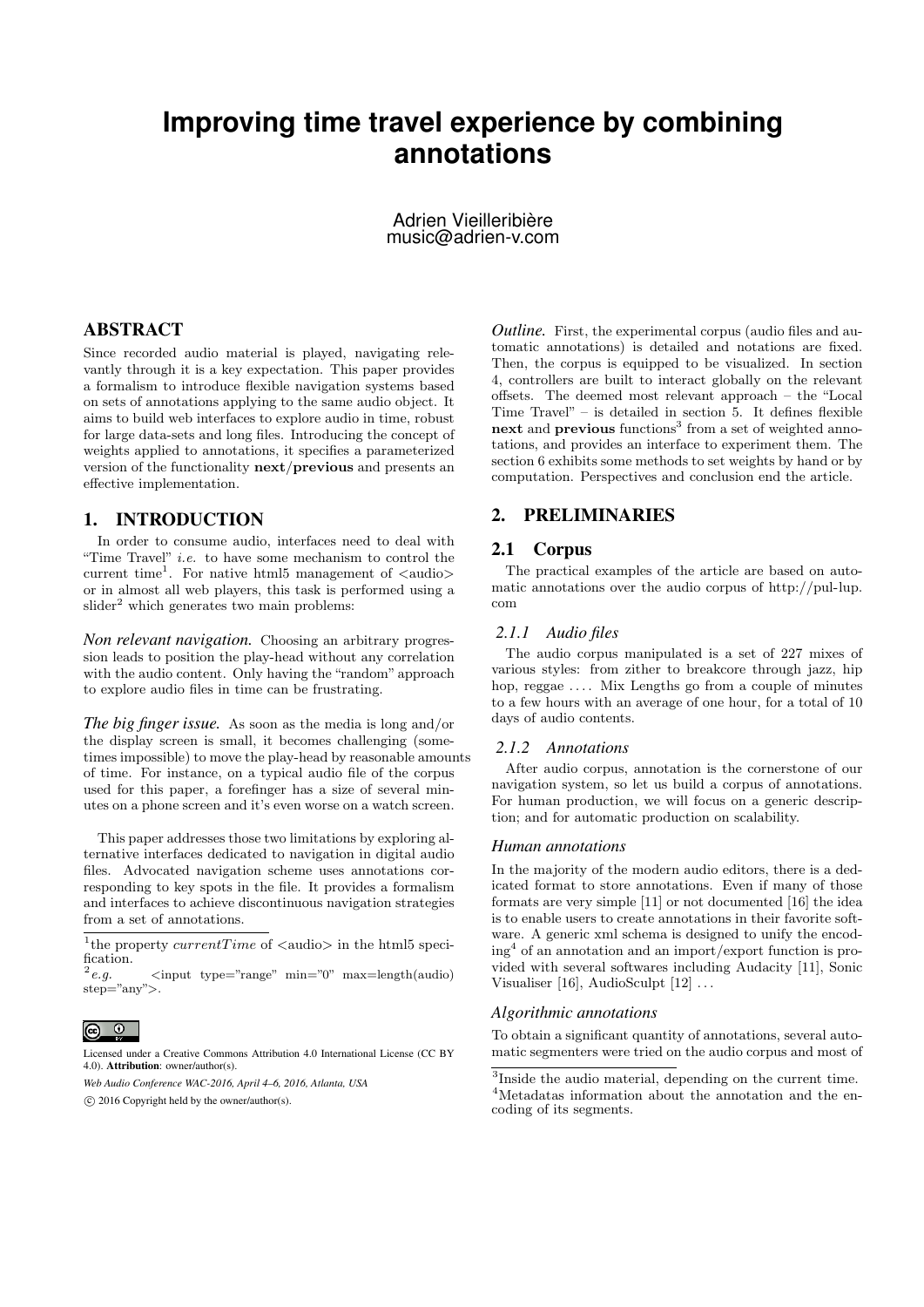# Improving time travel experience by combining annotations

Adrien Vieilleribière
music@adrien-v.com

## ABSTRACT

Since recorded audio material is played, navigating relevantly through it is a key expectation. This paper provides a formalism to introduce flexible navigation systems based on sets of annotations applying to the same audio object. It aims to build web interfaces to explore audio in time, robust for large data-sets and long files. Introducing the concept of weights applied to annotations, it specifies a parameterized version of the functionality **next/previous** and presents an effective implementation.

## 1. INTRODUCTION

In order to consume audio, interfaces need to deal with "Time Travel" *i.e.* to have some mechanism to control the current time[1]. For native html5 management of <audio> or in almost all web players, this task is performed using a slider[2] which generates two main problems:

***Non relevant navigation.*** Choosing an arbitrary progression leads to position the play-head without any correlation with the audio content. Only having the "random" approach to explore audio files in time can be frustrating.

***The big finger issue.*** As soon as the media is long and/or the display screen is small, it becomes challenging (sometimes impossible) to move the play-head by reasonable amounts of time. For instance, on a typical audio file of the corpus used for this paper, a forefinger has a size of several minutes on a phone screen and it's even worse on a watch screen.

This paper addresses those two limitations by exploring alternative interfaces dedicated to navigation in digital audio files. Advocated navigation scheme uses annotations corresponding to key spots in the file. It provides a formalism and interfaces to achieve discontinuous navigation strategies from a set of annotations.

[1]the property *currentTime* of <audio> in the html5 specification.

[2]*e.g.* <input type="range" min="0" max=length(audio) step="any">.

Licensed under a Creative Commons Attribution 4.0 International License (CC BY 4.0). **Attribution**: owner/author(s).

*Web Audio Conference WAC-2016, April 4–6, 2016, Atlanta, USA*

© 2016 Copyright held by the owner/author(s).

***Outline.*** First, the experimental corpus (audio files and automatic annotations) is detailed and notations are fixed. Then, the corpus is equipped to be visualized. In section 4, controllers are built to interact globally on the relevant offsets. The deemed most relevant approach – the "Local Time Travel" – is detailed in section 5. It defines flexible **next** and **previous** functions[3] from a set of weighted annotations, and provides an interface to experiment them. The section 6 exhibits some methods to set weights by hand or by computation. Perspectives and conclusion end the article.

## 2. PRELIMINARIES

### 2.1 Corpus

The practical examples of the article are based on automatic annotations over the audio corpus of http://pul-lup.com

#### 2.1.1 Audio files

The audio corpus manipulated is a set of 227 mixes of various styles: from zither to breakcore through jazz, hip hop, reggae .... Mix Lengths go from a couple of minutes to a few hours with an average of one hour, for a total of 10 days of audio contents.

#### 2.1.2 Annotations

After audio corpus, annotation is the cornerstone of our navigation system, so let us build a corpus of annotations. For human production, we will focus on a generic description; and for automatic production on scalability.

#### *Human annotations*

In the majority of the modern audio editors, there is a dedicated format to store annotations. Even if many of those formats are very simple [11] or not documented [16] the idea is to enable users to create annotations in their favorite software. A generic xml schema is designed to unify the encoding[4] of an annotation and an import/export function is provided with several softwares including Audacity [11], Sonic Visualiser [16], AudioSculpt [12] ...

#### *Algorithmic annotations*

To obtain a significant quantity of annotations, several automatic segmenters were tried on the audio corpus and most of

[3]Inside the audio material, depending on the current time.

[4]Metadatas information about the annotation and the encoding of its segments.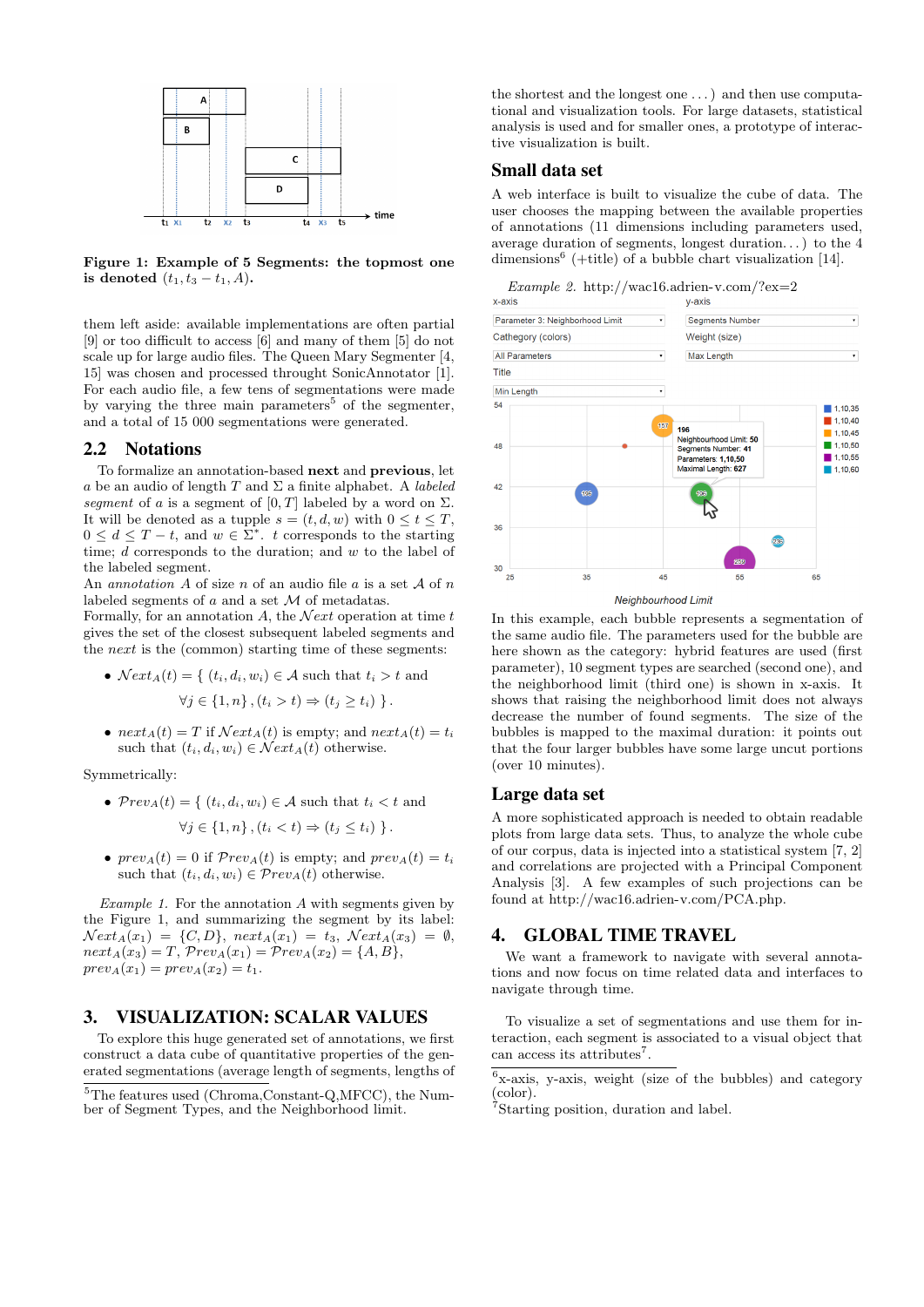**Figure 1: Example of 5 Segments: the topmost one is denoted $(t_1, t_3 - t_1, A)$.**

them left aside: available implementations are often partial [9] or too difficult to access [6] and many of them [5] do not scale up for large audio files. The Queen Mary Segmenter [4, 15] was chosen and processed throught SonicAnnotator [1]. For each audio file, a few tens of segmentations were made by varying the three main parameters[5] of the segmenter, and a total of 15 000 segmentations were generated.

## 2.2 Notations

To formalize an annotation-based **next** and **previous**, let $a$ be an audio of length $T$ and $\Sigma$ a finite alphabet. A *labeled segment* of $a$ is a segment of $[0, T]$ labeled by a word on $\Sigma$. It will be denoted as a tupple $s = (t, d, w)$ with $0 \leq t \leq T$, $0 \leq d \leq T - t$, and $w \in \Sigma^*$. $t$ corresponds to the starting time; $d$ corresponds to the duration; and $w$ to the label of the labeled segment.
An *annotation* $A$ of size $n$ of an audio file $a$ is a set $\mathcal{A}$ of $n$ labeled segments of $a$ and a set $\mathcal{M}$ of metadatas.
Formally, for an annotation $A$, the $\mathcal{N}ext$ operation at time $t$ gives the set of the closest subsequent labeled segments and the *next* is the (common) starting time of these segments:

- $\mathcal{N}ext_A(t) = \{ (t_i, d_i, w_i) \in \mathcal{A}$ such that $t_i > t$ and
$$\forall j \in \{1, n\}, (t_i > t) \Rightarrow (t_j \geq t_i) \}.$$
- $next_A(t) = T$ if $\mathcal{N}ext_A(t)$ is empty; and $next_A(t) = t_i$ such that $(t_i, d_i, w_i) \in \mathcal{N}ext_A(t)$ otherwise.

Symmetrically:

- $\mathcal{P}rev_A(t) = \{ (t_i, d_i, w_i) \in \mathcal{A}$ such that $t_i < t$ and
$$\forall j \in \{1, n\}, (t_i < t) \Rightarrow (t_j \leq t_i) \}.$$
- $prev_A(t) = 0$ if $\mathcal{P}rev_A(t)$ is empty; and $prev_A(t) = t_i$ such that $(t_i, d_i, w_i) \in \mathcal{P}rev_A(t)$ otherwise.

*Example 1.* For the annotation $A$ with segments given by the Figure 1, and summarizing the segment by its label: $\mathcal{N}ext_A(x_1) = \{C, D\}$, $next_A(x_1) = t_3$, $\mathcal{N}ext_A(x_3) = \emptyset$, $next_A(x_3) = T$, $\mathcal{P}rev_A(x_1) = \mathcal{P}rev_A(x_2) = \{A, B\}$, $prev_A(x_1) = prev_A(x_2) = t_1$.

# 3. VISUALIZATION: SCALAR VALUES

To explore this huge generated set of annotations, we first construct a data cube of quantitative properties of the generated segmentations (average length of segments, lengths of the shortest and the longest one . . . ) and then use computational and visualization tools. For large datasets, statistical analysis is used and for smaller ones, a prototype of interactive visualization is built.

## Small data set

A web interface is built to visualize the cube of data. The user chooses the mapping between the available properties of annotations (11 dimensions including parameters used, average duration of segments, longest duration. . . ) to the 4 dimensions[6] (+title) of a bubble chart visualization [14].

*Example 2.* http://wac16.adrien-v.com/?ex=2

In this example, each bubble represents a segmentation of the same audio file. The parameters used for the bubble are here shown as the category: hybrid features are used (first parameter), 10 segment types are searched (second one), and the neighborhood limit (third one) is shown in x-axis. It shows that raising the neighborhood limit does not always decrease the number of found segments. The size of the bubbles is mapped to the maximal duration: it points out that the four larger bubbles have some large uncut portions (over 10 minutes).

## Large data set

A more sophisticated approach is needed to obtain readable plots from large data sets. Thus, to analyze the whole cube of our corpus, data is injected into a statistical system [7, 2] and correlations are projected with a Principal Component Analysis [3]. A few examples of such projections can be found at http://wac16.adrien-v.com/PCA.php.

# 4. GLOBAL TIME TRAVEL

We want a framework to navigate with several annotations and now focus on time related data and interfaces to navigate through time.

To visualize a set of segmentations and use them for interaction, each segment is associated to a visual object that can access its attributes[7].

[5] The features used (Chroma,Constant-Q,MFCC), the Number of Segment Types, and the Neighborhood limit.

[6] x-axis, y-axis, weight (size of the bubbles) and category (color).

[7] Starting position, duration and label.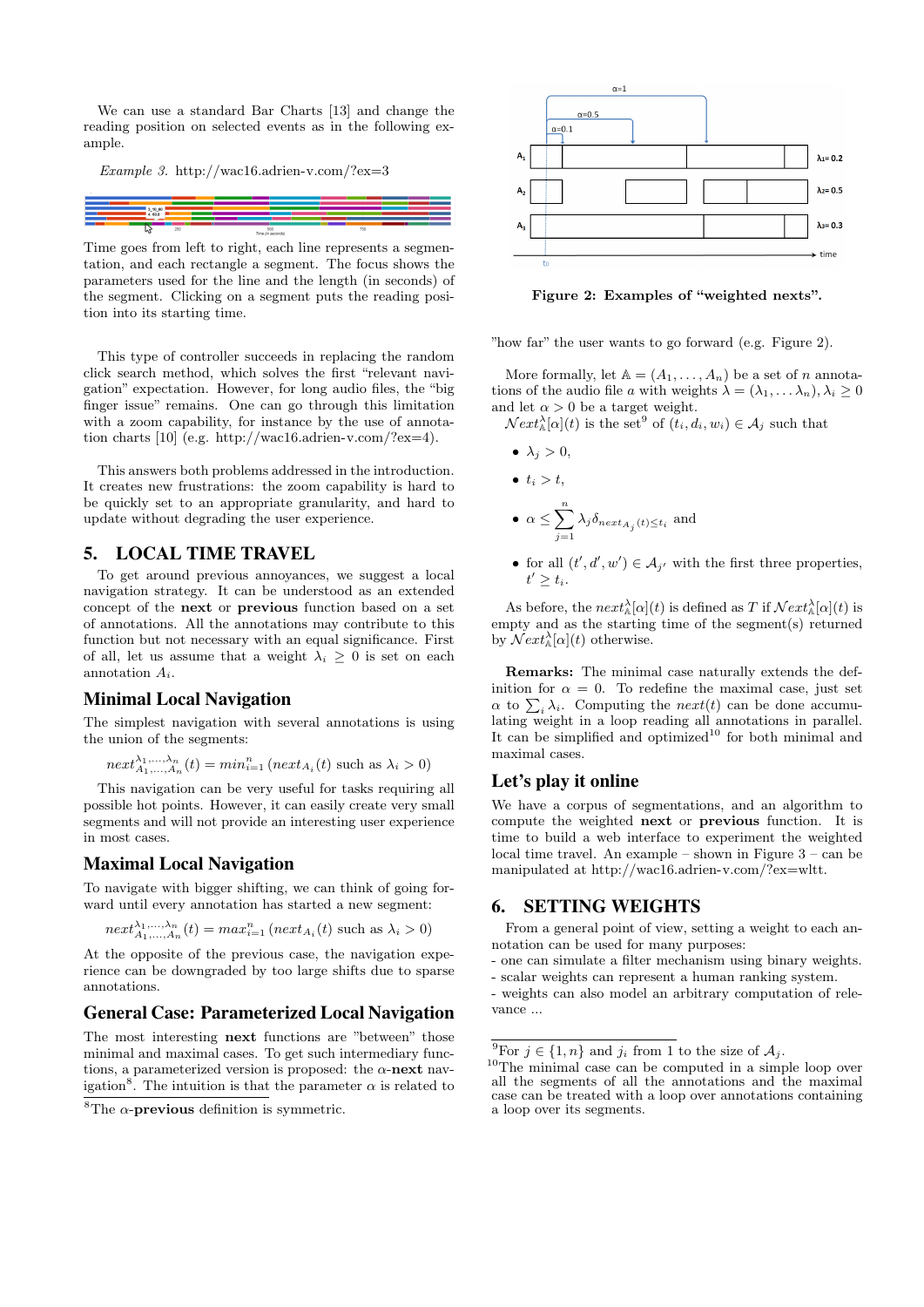We can use a standard Bar Charts [13] and change the reading position on selected events as in the following example.

*Example 3.* http://wac16.adrien-v.com/?ex=3

Time goes from left to right, each line represents a segmentation, and each rectangle a segment. The focus shows the parameters used for the line and the length (in seconds) of the segment. Clicking on a segment puts the reading position into its starting time.

This type of controller succeeds in replacing the random click search method, which solves the first "relevant navigation" expectation. However, for long audio files, the "big finger issue" remains. One can go through this limitation with a zoom capability, for instance by the use of annotation charts [10] (e.g. http://wac16.adrien-v.com/?ex=4).

This answers both problems addressed in the introduction. It creates new frustrations: the zoom capability is hard to be quickly set to an appropriate granularity, and hard to update without degrading the user experience.

# 5. LOCAL TIME TRAVEL

To get around previous annoyances, we suggest a local navigation strategy. It can be understood as an extended concept of the **next** or **previous** function based on a set of annotations. All the annotations may contribute to this function but not necessary with an equal significance. First of all, let us assume that a weight $\lambda_i \geq 0$ is set on each annotation $A_i$.

## Minimal Local Navigation

The simplest navigation with several annotations is using the union of the segments:

$$next^{\lambda_1,\ldots,\lambda_n}_{A_1,\ldots,A_n}(t) = min^n_{i=1}\left(next_{A_i}(t) \text{ such as } \lambda_i > 0\right)$$

This navigation can be very useful for tasks requiring all possible hot points. However, it can easily create very small segments and will not provide an interesting user experience in most cases.

## Maximal Local Navigation

To navigate with bigger shifting, we can think of going forward until every annotation has started a new segment:

$$next^{\lambda_1,\ldots,\lambda_n}_{A_1,\ldots,A_n}(t) = max^n_{i=1}\left(next_{A_i}(t) \text{ such as } \lambda_i > 0\right)$$

At the opposite of the previous case, the navigation experience can be downgraded by too large shifts due to sparse annotations.

## General Case: Parameterized Local Navigation

The most interesting **next** functions are "between" those minimal and maximal cases. To get such intermediary functions, a parameterized version is proposed: the $\alpha$-**next** navigation[8]. The intuition is that the parameter $\alpha$ is related to "how far" the user wants to go forward (e.g. Figure 2).

[8]The $\alpha$-**previous** definition is symmetric.

**Figure 2: Examples of "weighted nexts".**

More formally, let $\mathbb{A} = (A_1, \ldots, A_n)$ be a set of $n$ annotations of the audio file $a$ with weights $\lambda = (\lambda_1, \ldots \lambda_n), \lambda_i \geq 0$ and let $\alpha > 0$ be a target weight.
$\mathcal{N}ext^{\lambda}_{\mathbb{A}}[\alpha](t)$ is the set[9] of $(t_i, d_i, w_i) \in \mathcal{A}_j$ such that

- $\lambda_j > 0$,
- $t_i > t$,
- $\alpha \leq \sum_{j=1}^{n} \lambda_j \delta_{next_{A_j}(t) \leq t_i}$ and
- for all $(t', d', w') \in \mathcal{A}_{j'}$ with the first three properties, $t' \geq t_i$.

As before, the $next^{\lambda}_{\mathbb{A}}[\alpha](t)$ is defined as $T$ if $\mathcal{N}ext^{\lambda}_{\mathbb{A}}[\alpha](t)$ is empty and as the starting time of the segment(s) returned by $\mathcal{N}ext^{\lambda}_{\mathbb{A}}[\alpha](t)$ otherwise.

**Remarks:** The minimal case naturally extends the definition for $\alpha = 0$. To redefine the maximal case, just set $\alpha$ to $\sum_i \lambda_i$. Computing the $next(t)$ can be done accumulating weight in a loop reading all annotations in parallel. It can be simplified and optimized[10] for both minimal and maximal cases.

## Let's play it online

We have a corpus of segmentations, and an algorithm to compute the weighted **next** or **previous** function. It is time to build a web interface to experiment the weighted local time travel. An example – shown in Figure 3 – can be manipulated at http://wac16.adrien-v.com/?ex=wltt.

# 6. SETTING WEIGHTS

From a general point of view, setting a weight to each annotation can be used for many purposes:
- one can simulate a filter mechanism using binary weights.
- scalar weights can represent a human ranking system.
- weights can also model an arbitrary computation of relevance ...

[9]For $j \in \{1, n\}$ and $j_i$ from 1 to the size of $\mathcal{A}_j$.
[10]The minimal case can be computed in a simple loop over all the segments of all the annotations and the maximal case can be treated with a loop over annotations containing a loop over its segments.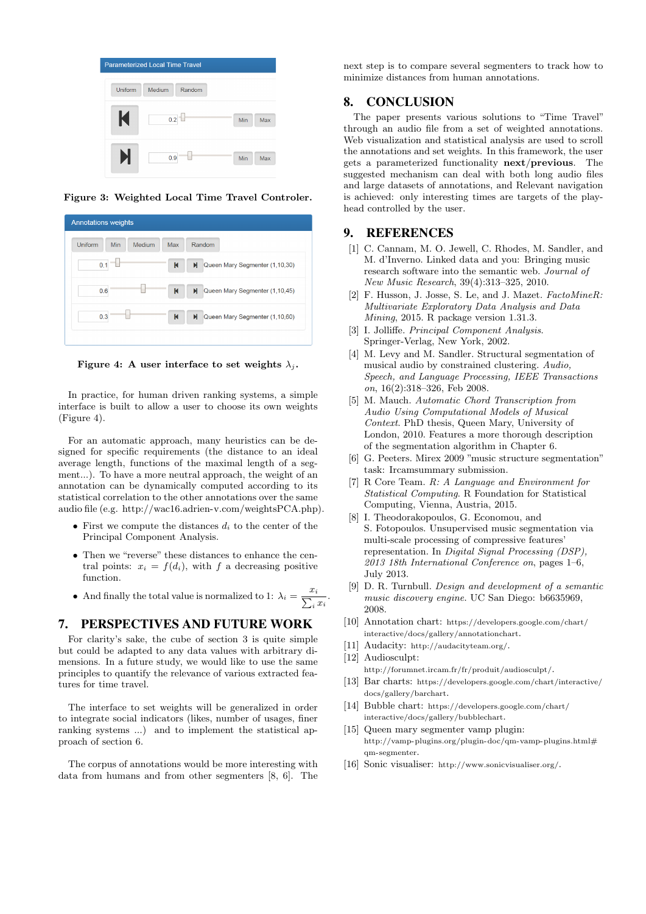Parameterized Local Time Travel

Uniform Medium Random

0.2 Min Max

0.9 Min Max

**Figure 3: Weighted Local Time Travel Controler.**

Annotations weights

Uniform Min Medium Max Random

0.1 Queen Mary Segmenter (1,10,30)

0.6 Queen Mary Segmenter (1,10,45)

0.3 Queen Mary Segmenter (1,10,60)

**Figure 4: A user interface to set weights $\lambda_j$.**

In practice, for human driven ranking systems, a simple interface is built to allow a user to choose its own weights (Figure 4).

For an automatic approach, many heuristics can be designed for specific requirements (the distance to an ideal average length, functions of the maximal length of a segment...). To have a more neutral approach, the weight of an annotation can be dynamically computed according to its statistical correlation to the other annotations over the same audio file (e.g. http://wac16.adrien-v.com/weightsPCA.php).

- First we compute the distances $d_i$ to the center of the Principal Component Analysis.
- Then we "reverse" these distances to enhance the central points: $x_i = f(d_i)$, with $f$ a decreasing positive function.
- And finally the total value is normalized to 1: $\lambda_i = \frac{x_i}{\sum_i x_i}$.

## 7. PERSPECTIVES AND FUTURE WORK

For clarity's sake, the cube of section 3 is quite simple but could be adapted to any data values with arbitrary dimensions. In a future study, we would like to use the same principles to quantify the relevance of various extracted features for time travel.

The interface to set weights will be generalized in order to integrate social indicators (likes, number of usages, finer ranking systems ...) and to implement the statistical approach of section 6.

The corpus of annotations would be more interesting with data from humans and from other segmenters [8, 6]. The next step is to compare several segmenters to track how to minimize distances from human annotations.

## 8. CONCLUSION

The paper presents various solutions to "Time Travel" through an audio file from a set of weighted annotations. Web visualization and statistical analysis are used to scroll the annotations and set weights. In this framework, the user gets a parameterized functionality **next/previous**. The suggested mechanism can deal with both long audio files and large datasets of annotations, and Relevant navigation is achieved: only interesting times are targets of the playhead controlled by the user.

## 9. REFERENCES

[1] C. Cannam, M. O. Jewell, C. Rhodes, M. Sandler, and M. d'Inverno. Linked data and you: Bringing music research software into the semantic web. *Journal of New Music Research*, 39(4):313–325, 2010.

[2] F. Husson, J. Josse, S. Le, and J. Mazet. *FactoMineR: Multivariate Exploratory Data Analysis and Data Mining*, 2015. R package version 1.31.3.

[3] I. Jolliffe. *Principal Component Analysis*. Springer-Verlag, New York, 2002.

[4] M. Levy and M. Sandler. Structural segmentation of musical audio by constrained clustering. *Audio, Speech, and Language Processing, IEEE Transactions on*, 16(2):318–326, Feb 2008.

[5] M. Mauch. *Automatic Chord Transcription from Audio Using Computational Models of Musical Context*. PhD thesis, Queen Mary, University of London, 2010. Features a more thorough description of the segmentation algorithm in Chapter 6.

[6] G. Peeters. Mirex 2009 "music structure segmentation" task: Ircamsummary submission.

[7] R Core Team. *R: A Language and Environment for Statistical Computing*. R Foundation for Statistical Computing, Vienna, Austria, 2015.

[8] I. Theodorakopoulos, G. Economou, and S. Fotopoulos. Unsupervised music segmentation via multi-scale processing of compressive features' representation. In *Digital Signal Processing (DSP), 2013 18th International Conference on*, pages 1–6, July 2013.

[9] D. R. Turnbull. *Design and development of a semantic music discovery engine*. UC San Diego: b6635969, 2008.

[10] Annotation chart: https://developers.google.com/chart/interactive/docs/gallery/annotationchart.

[11] Audacity: http://audacityteam.org/.

[12] Audiosculpt: http://forumnet.ircam.fr/fr/produit/audiosculpt/.

[13] Bar charts: https://developers.google.com/chart/interactive/docs/gallery/barchart.

[14] Bubble chart: https://developers.google.com/chart/interactive/docs/gallery/bubblechart.

[15] Queen mary segmenter vamp plugin: http://vamp-plugins.org/plugin-doc/qm-vamp-plugins.html#qm-segmenter.

[16] Sonic visualiser: http://www.sonicvisualiser.org/.